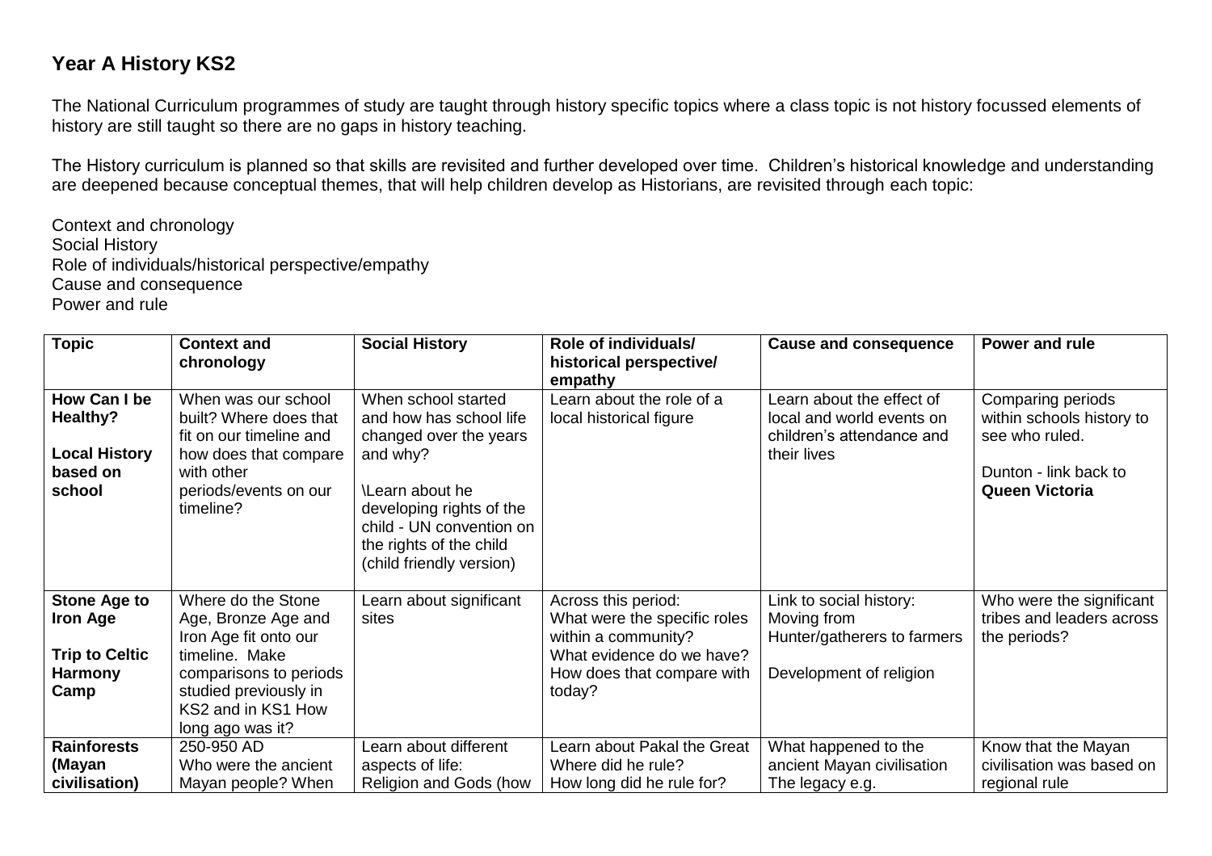## Year A History KS2

The National Curriculum programmes of study are taught through history specific topics where a class topic is not history focussed elements of history are still taught so there are no gaps in history teaching.

The History curriculum is planned so that skills are revisited and further developed over time. Children's historical knowledge and understanding are deepened because conceptual themes, that will help children develop as Historians, are revisited through each topic:

Context and chronology
Social History
Role of individuals/historical perspective/empathy
Cause and consequence
Power and rule

| Topic | Context and chronology | Social History | Role of individuals/ historical perspective/ empathy | Cause and consequence | Power and rule |
|---|---|---|---|---|---|
| **How Can I be Healthy?**<br><br>**Local History based on school** | When was our school built? Where does that fit on our timeline and how does that compare with other periods/events on our timeline? | When school started and how has school life changed over the years and why?<br><br>\Learn about he developing rights of the child - UN convention on the rights of the child (child friendly version) | Learn about the role of a local historical figure | Learn about the effect of local and world events on children's attendance and their lives | Comparing periods within schools history to see who ruled.<br><br>Dunton - link back to **Queen Victoria** |
| **Stone Age to Iron Age**<br><br>**Trip to Celtic Harmony Camp** | Where do the Stone Age, Bronze Age and Iron Age fit onto our timeline. Make comparisons to periods studied previously in KS2 and in KS1 How long ago was it? | Learn about significant sites | Across this period:<br>What were the specific roles within a community?<br>What evidence do we have?<br>How does that compare with today? | Link to social history:<br>Moving from Hunter/gatherers to farmers<br><br>Development of religion | Who were the significant tribes and leaders across the periods? |
| **Rainforests (Mayan civilisation)** | 250-950 AD<br>Who were the ancient Mayan people? When | Learn about different aspects of life:<br>Religion and Gods (how | Learn about Pakal the Great<br>Where did he rule?<br>How long did he rule for? | What happened to the ancient Mayan civilisation<br>The legacy e.g. | Know that the Mayan civilisation was based on regional rule |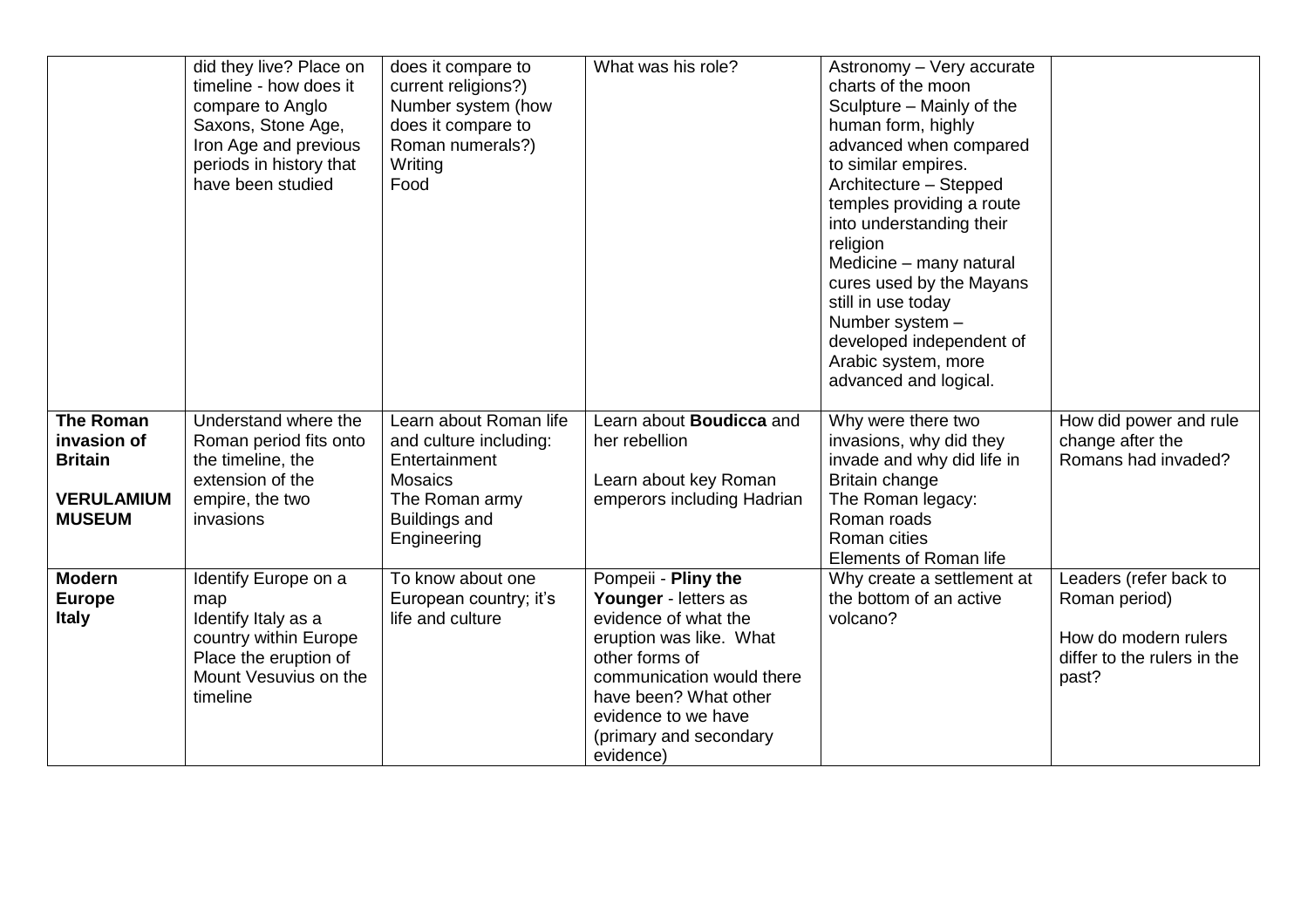| | | | | | |
|---|---|---|---|---|---|
| | did they live? Place on timeline - how does it compare to Anglo Saxons, Stone Age, Iron Age and previous periods in history that have been studied | does it compare to current religions?)<br>Number system (how does it compare to Roman numerals?)<br>Writing<br>Food | What was his role? | Astronomy – Very accurate charts of the moon<br>Sculpture – Mainly of the human form, highly advanced when compared to similar empires.<br>Architecture – Stepped temples providing a route into understanding their religion<br>Medicine – many natural cures used by the Mayans still in use today<br>Number system – developed independent of Arabic system, more advanced and logical. | |
| **The Roman invasion of Britain**<br><br>**VERULAMIUM MUSEUM** | Understand where the Roman period fits onto the timeline, the extension of the empire, the two invasions | Learn about Roman life and culture including:<br>Entertainment<br>Mosaics<br>The Roman army<br>Buildings and Engineering | Learn about **Boudicca** and her rebellion<br><br>Learn about key Roman emperors including Hadrian | Why were there two invasions, why did they invade and why did life in Britain change<br>The Roman legacy:<br>Roman roads<br>Roman cities<br>Elements of Roman life | How did power and rule change after the Romans had invaded? |
| **Modern Europe Italy** | Identify Europe on a map<br>Identify Italy as a country within Europe<br>Place the eruption of Mount Vesuvius on the timeline | To know about one European country; it's life and culture | Pompeii - **Pliny the Younger** - letters as evidence of what the eruption was like. What other forms of communication would there have been? What other evidence to we have (primary and secondary evidence) | Why create a settlement at the bottom of an active volcano? | Leaders (refer back to Roman period)<br><br>How do modern rulers differ to the rulers in the past? |